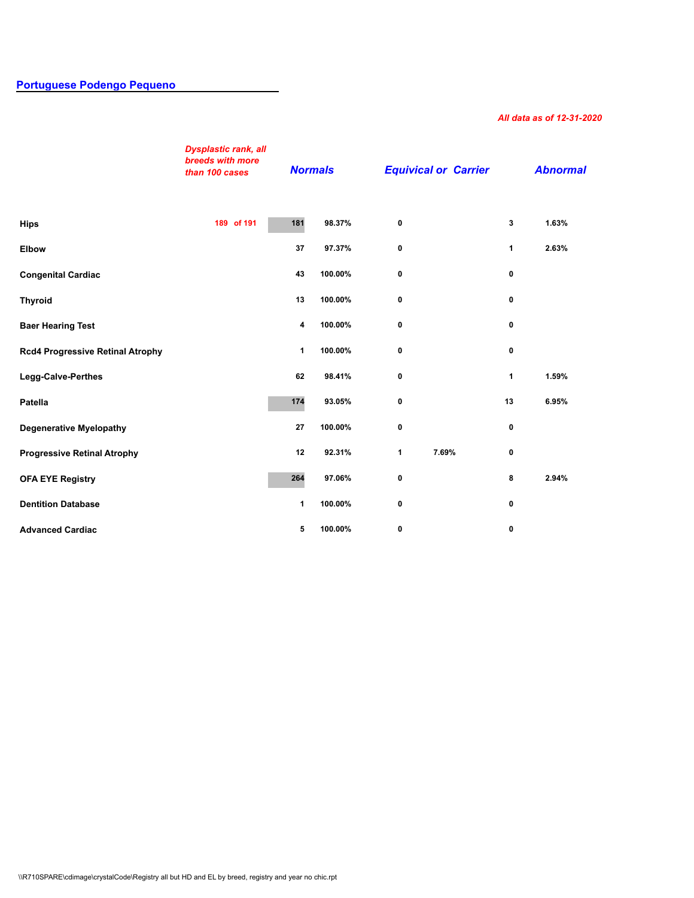## Portuguese Podengo Pequeno

*All data as of 12-31-2020*

| | *Dysplastic rank, all breeds with more than 100 cases* | *Normals* | | *Equivical or Carrier* | | *Abnormal* | |
|---|---|---|---|---|---|---|---|
| **Hips** | **189 of 191** | **181** | **98.37%** | **0** | | **3** | **1.63%** |
| **Elbow** | | **37** | **97.37%** | **0** | | **1** | **2.63%** |
| **Congenital Cardiac** | | **43** | **100.00%** | **0** | | **0** | |
| **Thyroid** | | **13** | **100.00%** | **0** | | **0** | |
| **Baer Hearing Test** | | **4** | **100.00%** | **0** | | **0** | |
| **Rcd4 Progressive Retinal Atrophy** | | **1** | **100.00%** | **0** | | **0** | |
| **Legg-Calve-Perthes** | | **62** | **98.41%** | **0** | | **1** | **1.59%** |
| **Patella** | | **174** | **93.05%** | **0** | | **13** | **6.95%** |
| **Degenerative Myelopathy** | | **27** | **100.00%** | **0** | | **0** | |
| **Progressive Retinal Atrophy** | | **12** | **92.31%** | **1** | **7.69%** | **0** | |
| **OFA EYE Registry** | | **264** | **97.06%** | **0** | | **8** | **2.94%** |
| **Dentition Database** | | **1** | **100.00%** | **0** | | **0** | |
| **Advanced Cardiac** | | **5** | **100.00%** | **0** | | **0** | |

\\R710SPARE\cdimage\crystalCode\Registry all but HD and EL by breed, registry and year no chic.rpt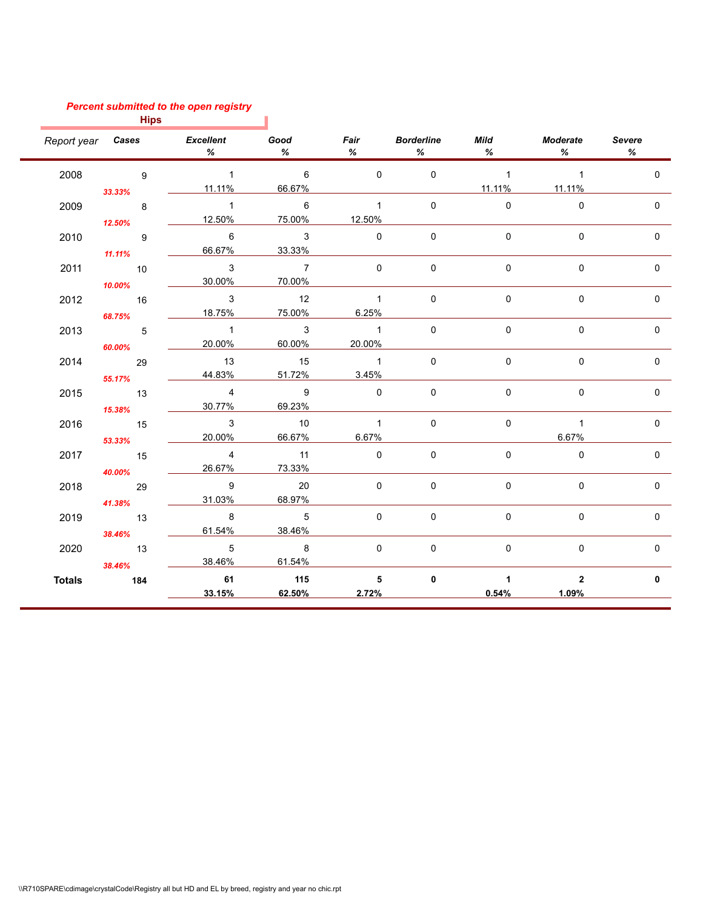*Percent submitted to the open registry*

**Hips**

| Report year | Cases | Excellent % | Good % | Fair % | Borderline % | Mild % | Moderate % | Severe % |
|---|---|---|---|---|---|---|---|---|
| 2008 | 9<br>*33.33%* | 1<br>11.11% | 6<br>66.67% | 0 | 0 | 1<br>11.11% | 1<br>11.11% | 0 |
| 2009 | 8<br>*12.50%* | 1<br>12.50% | 6<br>75.00% | 1<br>12.50% | 0 | 0 | 0 | 0 |
| 2010 | 9<br>*11.11%* | 6<br>66.67% | 3<br>33.33% | 0 | 0 | 0 | 0 | 0 |
| 2011 | 10<br>*10.00%* | 3<br>30.00% | 7<br>70.00% | 0 | 0 | 0 | 0 | 0 |
| 2012 | 16<br>*68.75%* | 3<br>18.75% | 12<br>75.00% | 1<br>6.25% | 0 | 0 | 0 | 0 |
| 2013 | 5<br>*60.00%* | 1<br>20.00% | 3<br>60.00% | 1<br>20.00% | 0 | 0 | 0 | 0 |
| 2014 | 29<br>*55.17%* | 13<br>44.83% | 15<br>51.72% | 1<br>3.45% | 0 | 0 | 0 | 0 |
| 2015 | 13<br>*15.38%* | 4<br>30.77% | 9<br>69.23% | 0 | 0 | 0 | 0 | 0 |
| 2016 | 15<br>*53.33%* | 3<br>20.00% | 10<br>66.67% | 1<br>6.67% | 0 | 0 | 1<br>6.67% | 0 |
| 2017 | 15<br>*40.00%* | 4<br>26.67% | 11<br>73.33% | 0 | 0 | 0 | 0 | 0 |
| 2018 | 29<br>*41.38%* | 9<br>31.03% | 20<br>68.97% | 0 | 0 | 0 | 0 | 0 |
| 2019 | 13<br>*38.46%* | 8<br>61.54% | 5<br>38.46% | 0 | 0 | 0 | 0 | 0 |
| 2020 | 13<br>*38.46%* | 5<br>38.46% | 8<br>61.54% | 0 | 0 | 0 | 0 | 0 |
| **Totals** | **184** | **61**<br>**33.15%** | **115**<br>**62.50%** | **5**<br>**2.72%** | **0** | **1**<br>**0.54%** | **2**<br>**1.09%** | **0** |

\\R710SPARE\cdimage\crystalCode\Registry all but HD and EL by breed, registry and year no chic.rpt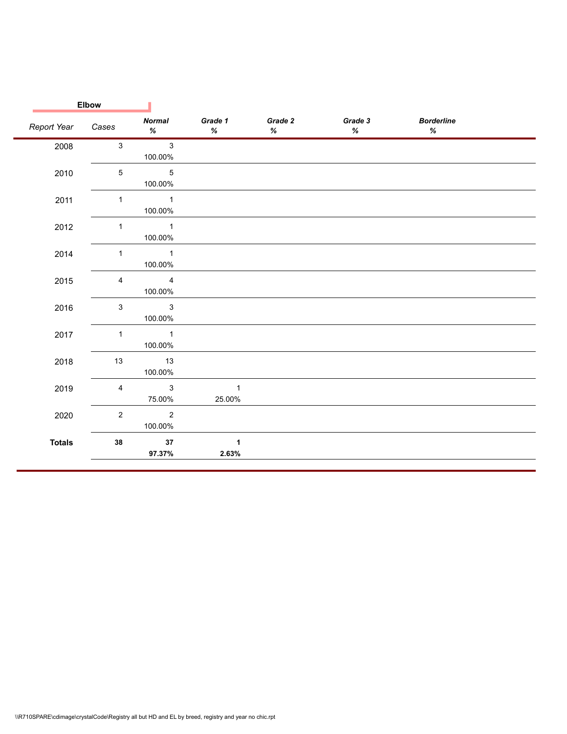**Elbow**

| Report Year | Cases | Normal % | Grade 1 % | Grade 2 % | Grade 3 % | Borderline % |
|---|---|---|---|---|---|---|
| 2008 | 3 | 3<br>100.00% | | | | |
| 2010 | 5 | 5<br>100.00% | | | | |
| 2011 | 1 | 1<br>100.00% | | | | |
| 2012 | 1 | 1<br>100.00% | | | | |
| 2014 | 1 | 1<br>100.00% | | | | |
| 2015 | 4 | 4<br>100.00% | | | | |
| 2016 | 3 | 3<br>100.00% | | | | |
| 2017 | 1 | 1<br>100.00% | | | | |
| 2018 | 13 | 13<br>100.00% | | | | |
| 2019 | 4 | 3<br>75.00% | 1<br>25.00% | | | |
| 2020 | 2 | 2<br>100.00% | | | | |
| **Totals** | **38** | **37**<br>**97.37%** | **1**<br>**2.63%** | | | |

\\R710SPARE\cdimage\crystalCode\Registry all but HD and EL by breed, registry and year no chic.rpt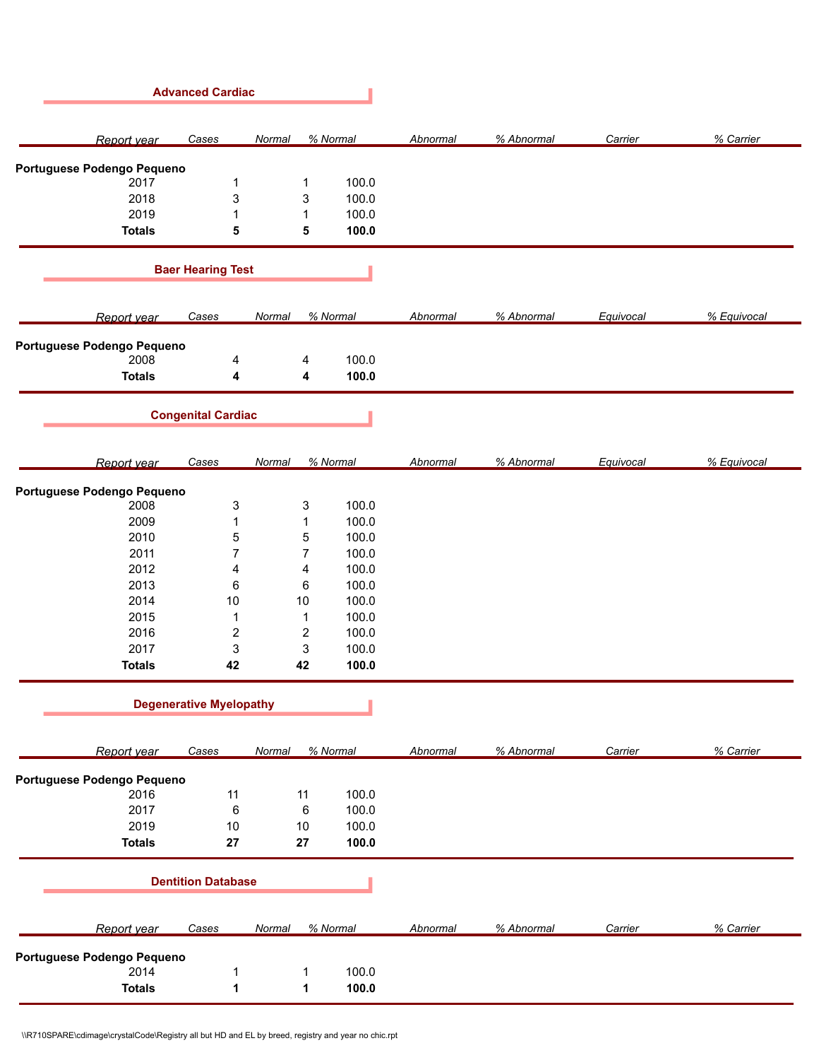## Advanced Cardiac

| Report year | Cases | Normal | % Normal | Abnormal | % Abnormal | Carrier | % Carrier |
|---|---|---|---|---|---|---|---|
| **Portuguese Podengo Pequeno** | | | | | | | |
| 2017 | 1 | 1 | 100.0 | | | | |
| 2018 | 3 | 3 | 100.0 | | | | |
| 2019 | 1 | 1 | 100.0 | | | | |
| **Totals** | **5** | **5** | **100.0** | | | | |

## Baer Hearing Test

| Report year | Cases | Normal | % Normal | Abnormal | % Abnormal | Equivocal | % Equivocal |
|---|---|---|---|---|---|---|---|
| **Portuguese Podengo Pequeno** | | | | | | | |
| 2008 | 4 | 4 | 100.0 | | | | |
| **Totals** | **4** | **4** | **100.0** | | | | |

## Congenital Cardiac

| Report year | Cases | Normal | % Normal | Abnormal | % Abnormal | Equivocal | % Equivocal |
|---|---|---|---|---|---|---|---|
| **Portuguese Podengo Pequeno** | | | | | | | |
| 2008 | 3 | 3 | 100.0 | | | | |
| 2009 | 1 | 1 | 100.0 | | | | |
| 2010 | 5 | 5 | 100.0 | | | | |
| 2011 | 7 | 7 | 100.0 | | | | |
| 2012 | 4 | 4 | 100.0 | | | | |
| 2013 | 6 | 6 | 100.0 | | | | |
| 2014 | 10 | 10 | 100.0 | | | | |
| 2015 | 1 | 1 | 100.0 | | | | |
| 2016 | 2 | 2 | 100.0 | | | | |
| 2017 | 3 | 3 | 100.0 | | | | |
| **Totals** | **42** | **42** | **100.0** | | | | |

## Degenerative Myelopathy

| Report year | Cases | Normal | % Normal | Abnormal | % Abnormal | Carrier | % Carrier |
|---|---|---|---|---|---|---|---|
| **Portuguese Podengo Pequeno** | | | | | | | |
| 2016 | 11 | 11 | 100.0 | | | | |
| 2017 | 6 | 6 | 100.0 | | | | |
| 2019 | 10 | 10 | 100.0 | | | | |
| **Totals** | **27** | **27** | **100.0** | | | | |

## Dentition Database

| Report year | Cases | Normal | % Normal | Abnormal | % Abnormal | Carrier | % Carrier |
|---|---|---|---|---|---|---|---|
| **Portuguese Podengo Pequeno** | | | | | | | |
| 2014 | 1 | 1 | 100.0 | | | | |
| **Totals** | **1** | **1** | **100.0** | | | | |

\\R710SPARE\cdimage\crystalCode\Registry all but HD and EL by breed, registry and year no chic.rpt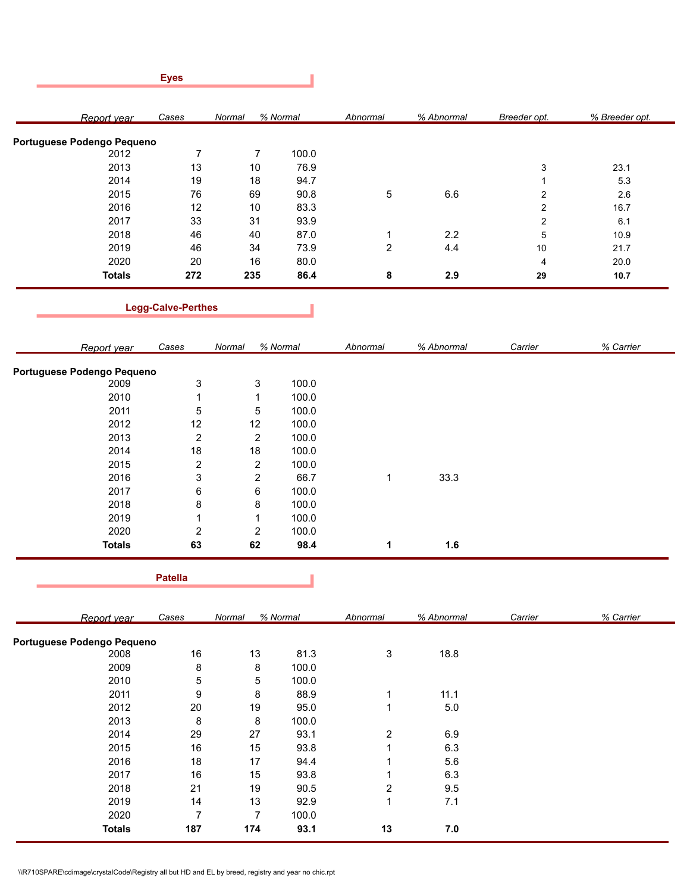## Eyes

| Report year | Cases | Normal | % Normal | Abnormal | % Abnormal | Breeder opt. | % Breeder opt. |
|---|---|---|---|---|---|---|---|
| **Portuguese Podengo Pequeno** | | | | | | | |
| 2012 | 7 | 7 | 100.0 | | | | |
| 2013 | 13 | 10 | 76.9 | | | 3 | 23.1 |
| 2014 | 19 | 18 | 94.7 | | | 1 | 5.3 |
| 2015 | 76 | 69 | 90.8 | 5 | 6.6 | 2 | 2.6 |
| 2016 | 12 | 10 | 83.3 | | | 2 | 16.7 |
| 2017 | 33 | 31 | 93.9 | | | 2 | 6.1 |
| 2018 | 46 | 40 | 87.0 | 1 | 2.2 | 5 | 10.9 |
| 2019 | 46 | 34 | 73.9 | 2 | 4.4 | 10 | 21.7 |
| 2020 | 20 | 16 | 80.0 | | | 4 | 20.0 |
| **Totals** | **272** | **235** | **86.4** | **8** | **2.9** | **29** | **10.7** |

## Legg-Calve-Perthes

| Report year | Cases | Normal | % Normal | Abnormal | % Abnormal | Carrier | % Carrier |
|---|---|---|---|---|---|---|---|
| **Portuguese Podengo Pequeno** | | | | | | | |
| 2009 | 3 | 3 | 100.0 | | | | |
| 2010 | 1 | 1 | 100.0 | | | | |
| 2011 | 5 | 5 | 100.0 | | | | |
| 2012 | 12 | 12 | 100.0 | | | | |
| 2013 | 2 | 2 | 100.0 | | | | |
| 2014 | 18 | 18 | 100.0 | | | | |
| 2015 | 2 | 2 | 100.0 | | | | |
| 2016 | 3 | 2 | 66.7 | 1 | 33.3 | | |
| 2017 | 6 | 6 | 100.0 | | | | |
| 2018 | 8 | 8 | 100.0 | | | | |
| 2019 | 1 | 1 | 100.0 | | | | |
| 2020 | 2 | 2 | 100.0 | | | | |
| **Totals** | **63** | **62** | **98.4** | **1** | **1.6** | | |

## Patella

| Report year | Cases | Normal | % Normal | Abnormal | % Abnormal | Carrier | % Carrier |
|---|---|---|---|---|---|---|---|
| **Portuguese Podengo Pequeno** | | | | | | | |
| 2008 | 16 | 13 | 81.3 | 3 | 18.8 | | |
| 2009 | 8 | 8 | 100.0 | | | | |
| 2010 | 5 | 5 | 100.0 | | | | |
| 2011 | 9 | 8 | 88.9 | 1 | 11.1 | | |
| 2012 | 20 | 19 | 95.0 | 1 | 5.0 | | |
| 2013 | 8 | 8 | 100.0 | | | | |
| 2014 | 29 | 27 | 93.1 | 2 | 6.9 | | |
| 2015 | 16 | 15 | 93.8 | 1 | 6.3 | | |
| 2016 | 18 | 17 | 94.4 | 1 | 5.6 | | |
| 2017 | 16 | 15 | 93.8 | 1 | 6.3 | | |
| 2018 | 21 | 19 | 90.5 | 2 | 9.5 | | |
| 2019 | 14 | 13 | 92.9 | 1 | 7.1 | | |
| 2020 | 7 | 7 | 100.0 | | | | |
| **Totals** | **187** | **174** | **93.1** | **13** | **7.0** | | |

\\R710SPARE\cdimage\crystalCode\Registry all but HD and EL by breed, registry and year no chic.rpt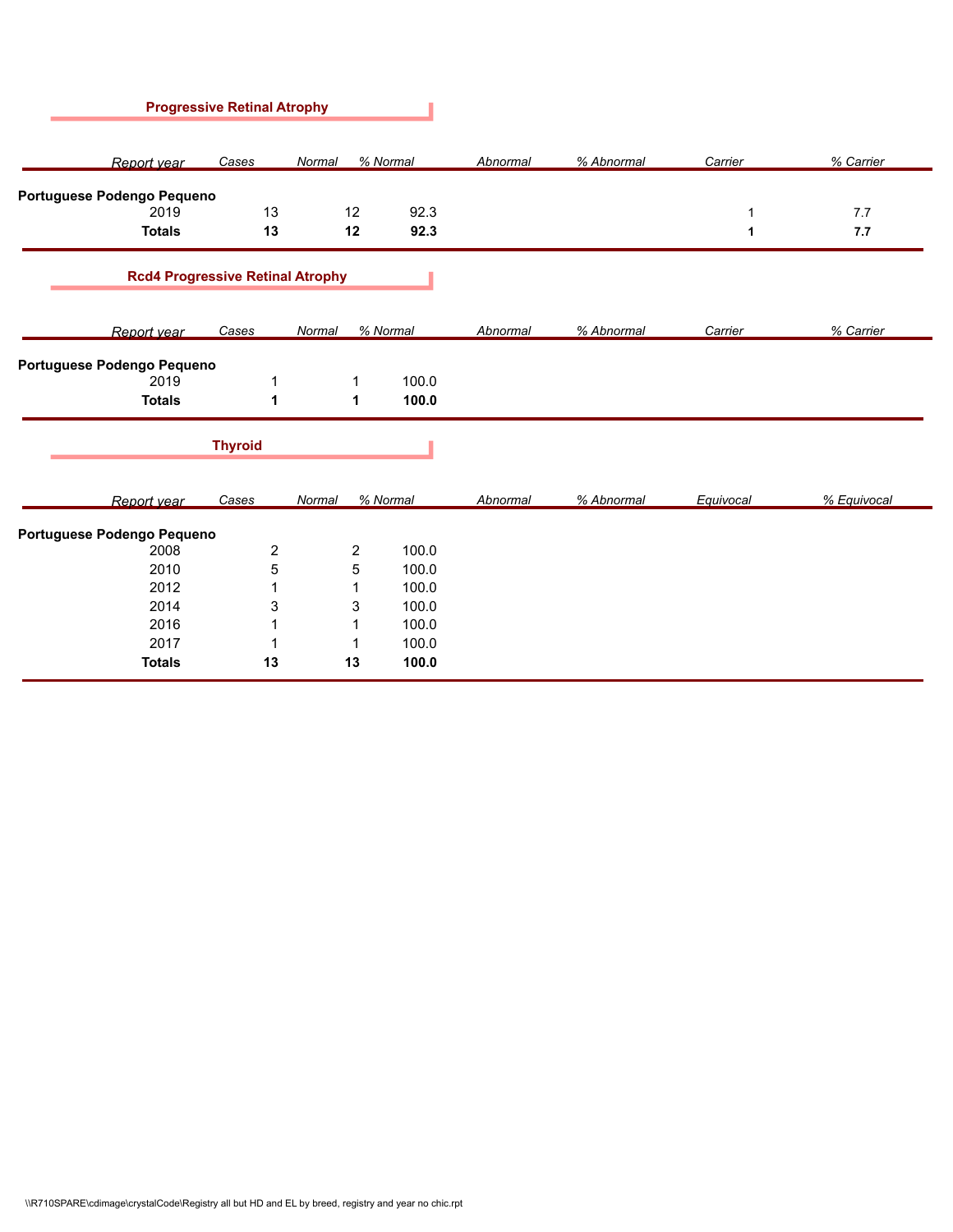## Progressive Retinal Atrophy

| Report year | Cases | Normal | % Normal | Abnormal | % Abnormal | Carrier | % Carrier |
|---|---|---|---|---|---|---|---|
| **Portuguese Podengo Pequeno** | | | | | | | |
| 2019 | 13 | 12 | 92.3 | | | 1 | 7.7 |
| **Totals** | **13** | **12** | **92.3** | | | **1** | **7.7** |

## Rcd4 Progressive Retinal Atrophy

| Report year | Cases | Normal | % Normal | Abnormal | % Abnormal | Carrier | % Carrier |
|---|---|---|---|---|---|---|---|
| **Portuguese Podengo Pequeno** | | | | | | | |
| 2019 | 1 | 1 | 100.0 | | | | |
| **Totals** | **1** | **1** | **100.0** | | | | |

## Thyroid

| Report year | Cases | Normal | % Normal | Abnormal | % Abnormal | Equivocal | % Equivocal |
|---|---|---|---|---|---|---|---|
| **Portuguese Podengo Pequeno** | | | | | | | |
| 2008 | 2 | 2 | 100.0 | | | | |
| 2010 | 5 | 5 | 100.0 | | | | |
| 2012 | 1 | 1 | 100.0 | | | | |
| 2014 | 3 | 3 | 100.0 | | | | |
| 2016 | 1 | 1 | 100.0 | | | | |
| 2017 | 1 | 1 | 100.0 | | | | |
| **Totals** | **13** | **13** | **100.0** | | | | |